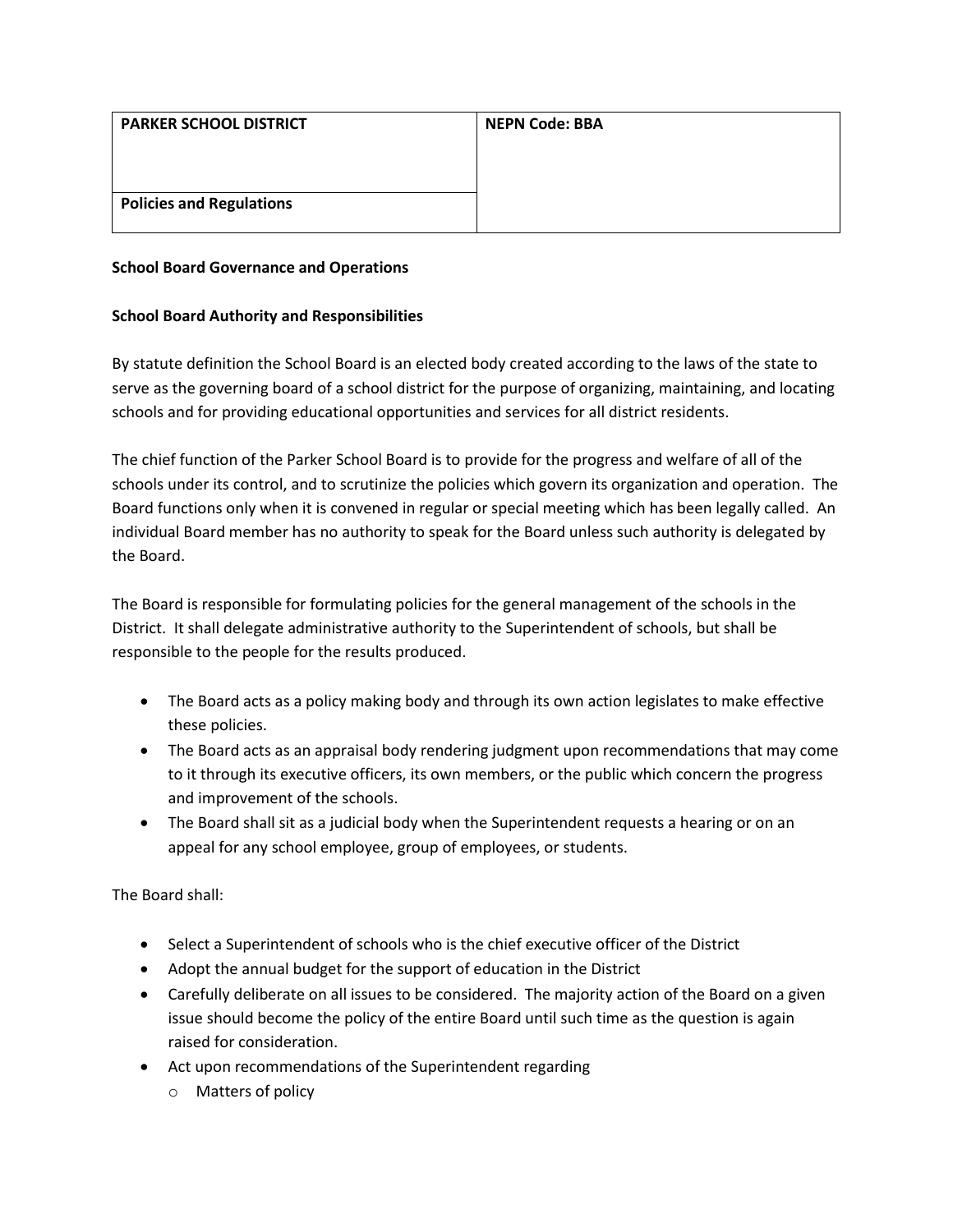| PARKER SCHOOL DISTRICT | NEPN Code: BBA |
| --- | --- |
| Policies and Regulations | |

**School Board Governance and Operations**

**School Board Authority and Responsibilities**

By statute definition the School Board is an elected body created according to the laws of the state to serve as the governing board of a school district for the purpose of organizing, maintaining, and locating schools and for providing educational opportunities and services for all district residents.

The chief function of the Parker School Board is to provide for the progress and welfare of all of the schools under its control, and to scrutinize the policies which govern its organization and operation. The Board functions only when it is convened in regular or special meeting which has been legally called. An individual Board member has no authority to speak for the Board unless such authority is delegated by the Board.

The Board is responsible for formulating policies for the general management of the schools in the District. It shall delegate administrative authority to the Superintendent of schools, but shall be responsible to the people for the results produced.

- The Board acts as a policy making body and through its own action legislates to make effective these policies.
- The Board acts as an appraisal body rendering judgment upon recommendations that may come to it through its executive officers, its own members, or the public which concern the progress and improvement of the schools.
- The Board shall sit as a judicial body when the Superintendent requests a hearing or on an appeal for any school employee, group of employees, or students.

The Board shall:

- Select a Superintendent of schools who is the chief executive officer of the District
- Adopt the annual budget for the support of education in the District
- Carefully deliberate on all issues to be considered. The majority action of the Board on a given issue should become the policy of the entire Board until such time as the question is again raised for consideration.
- Act upon recommendations of the Superintendent regarding
  - Matters of policy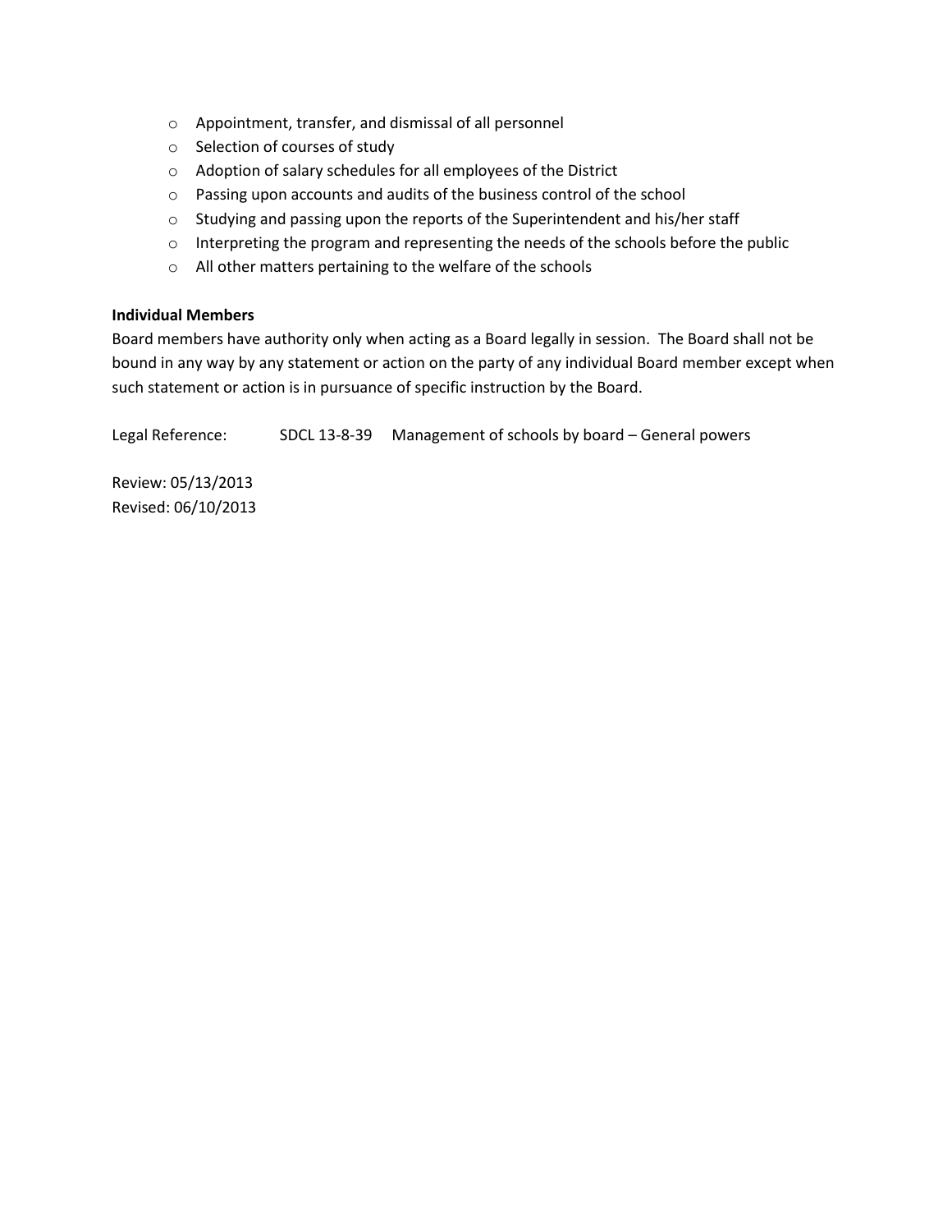- Appointment, transfer, and dismissal of all personnel
- Selection of courses of study
- Adoption of salary schedules for all employees of the District
- Passing upon accounts and audits of the business control of the school
- Studying and passing upon the reports of the Superintendent and his/her staff
- Interpreting the program and representing the needs of the schools before the public
- All other matters pertaining to the welfare of the schools

**Individual Members**

Board members have authority only when acting as a Board legally in session. The Board shall not be bound in any way by any statement or action on the party of any individual Board member except when such statement or action is in pursuance of specific instruction by the Board.

Legal Reference: SDCL 13-8-39 Management of schools by board – General powers

Review: 05/13/2013
Revised: 06/10/2013